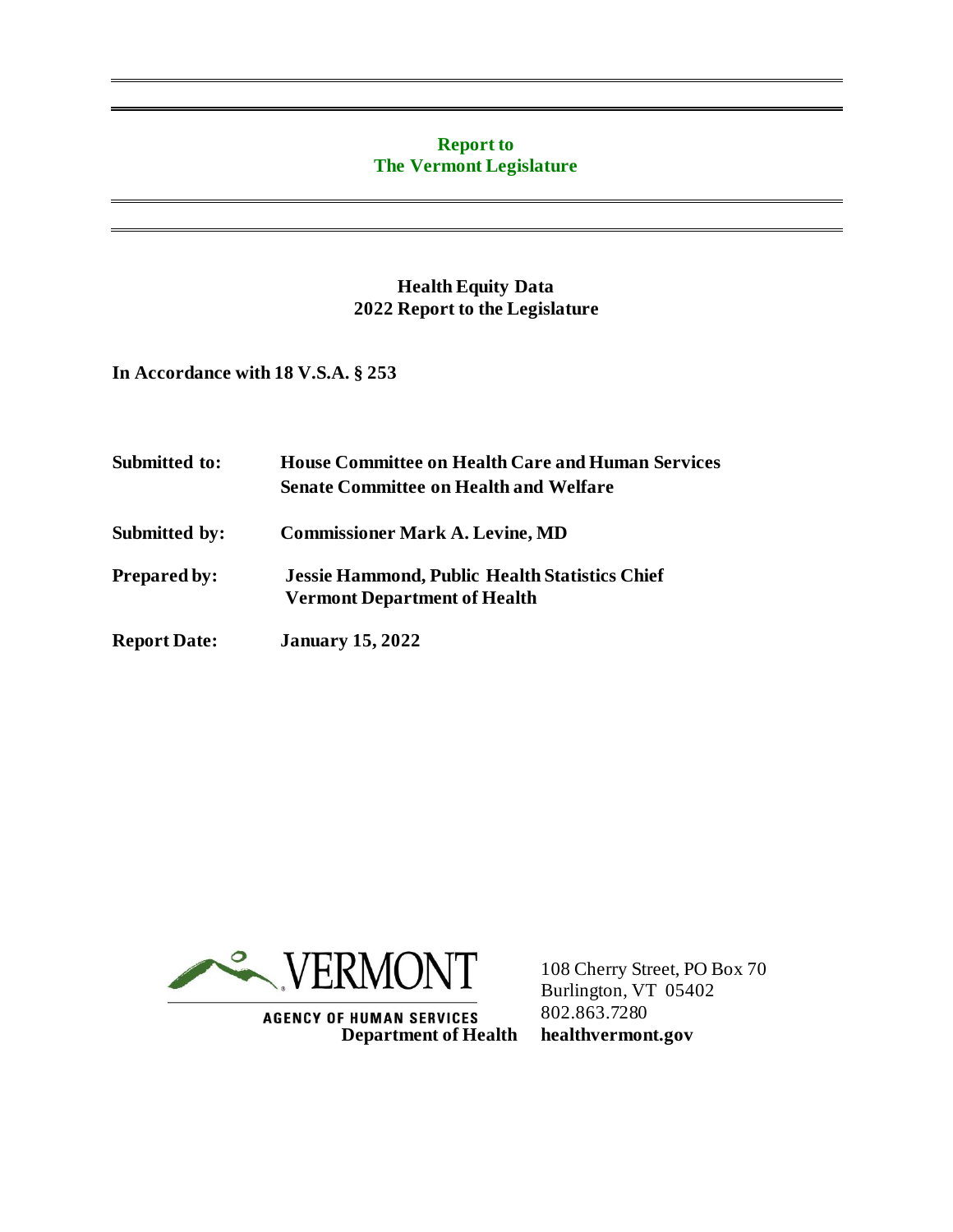**Report to**
**The Vermont Legislature**

---

# Health Equity Data
## 2022 Report to the Legislature

**In Accordance with 18 V.S.A. § 253**

**Submitted to:** **House Committee on Health Care and Human Services**
**Senate Committee on Health and Welfare**

**Submitted by:** **Commissioner Mark A. Levine, MD**

**Prepared by:** **Jessie Hammond, Public Health Statistics Chief**
**Vermont Department of Health**

**Report Date:** **January 15, 2022**

VERMONT
AGENCY OF HUMAN SERVICES
**Department of Health**

108 Cherry Street, PO Box 70
Burlington, VT 05402
802.863.7280
**healthvermont.gov**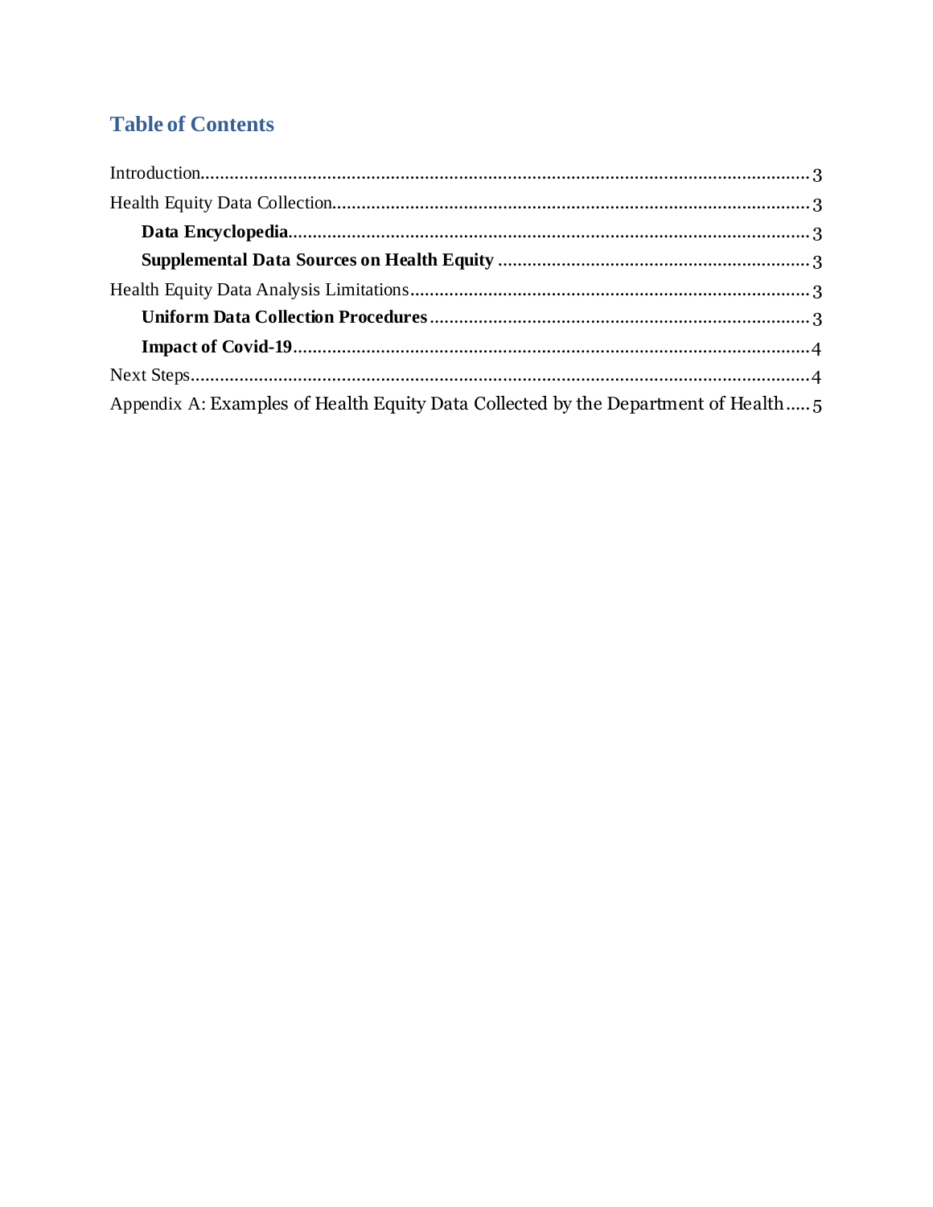## Table of Contents

Introduction............................................................................................................................3

Health Equity Data Collection.................................................................................................3

- **Data Encyclopedia**.........................................................................................................3
- **Supplemental Data Sources on Health Equity** ...............................................................3

Health Equity Data Analysis Limitations..................................................................................3

- **Uniform Data Collection Procedures**...............................................................................3
- **Impact of Covid-19**........................................................................................................4

Next Steps................................................................................................................................4

Appendix A: Examples of Health Equity Data Collected by the Department of Health.....5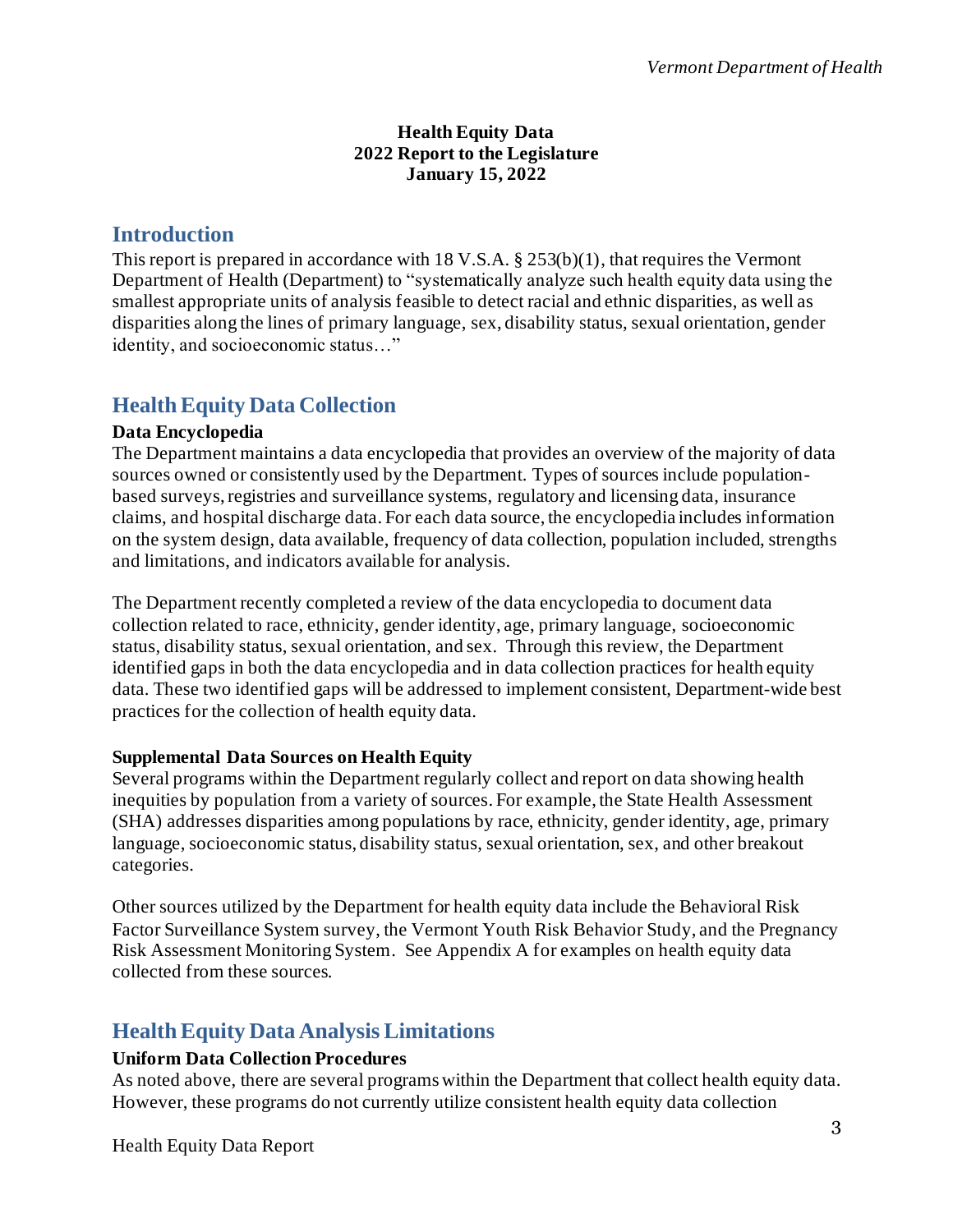**Health Equity Data**
**2022 Report to the Legislature**
**January 15, 2022**

## Introduction

This report is prepared in accordance with 18 V.S.A. § 253(b)(1), that requires the Vermont Department of Health (Department) to "systematically analyze such health equity data using the smallest appropriate units of analysis feasible to detect racial and ethnic disparities, as well as disparities along the lines of primary language, sex, disability status, sexual orientation, gender identity, and socioeconomic status…"

## Health Equity Data Collection

### Data Encyclopedia

The Department maintains a data encyclopedia that provides an overview of the majority of data sources owned or consistently used by the Department. Types of sources include population-based surveys, registries and surveillance systems, regulatory and licensing data, insurance claims, and hospital discharge data. For each data source, the encyclopedia includes information on the system design, data available, frequency of data collection, population included, strengths and limitations, and indicators available for analysis.

The Department recently completed a review of the data encyclopedia to document data collection related to race, ethnicity, gender identity, age, primary language, socioeconomic status, disability status, sexual orientation, and sex. Through this review, the Department identified gaps in both the data encyclopedia and in data collection practices for health equity data. These two identified gaps will be addressed to implement consistent, Department-wide best practices for the collection of health equity data.

### Supplemental Data Sources on Health Equity

Several programs within the Department regularly collect and report on data showing health inequities by population from a variety of sources. For example, the State Health Assessment (SHA) addresses disparities among populations by race, ethnicity, gender identity, age, primary language, socioeconomic status, disability status, sexual orientation, sex, and other breakout categories.

Other sources utilized by the Department for health equity data include the Behavioral Risk Factor Surveillance System survey, the Vermont Youth Risk Behavior Study, and the Pregnancy Risk Assessment Monitoring System. See Appendix A for examples on health equity data collected from these sources.

## Health Equity Data Analysis Limitations

### Uniform Data Collection Procedures

As noted above, there are several programs within the Department that collect health equity data. However, these programs do not currently utilize consistent health equity data collection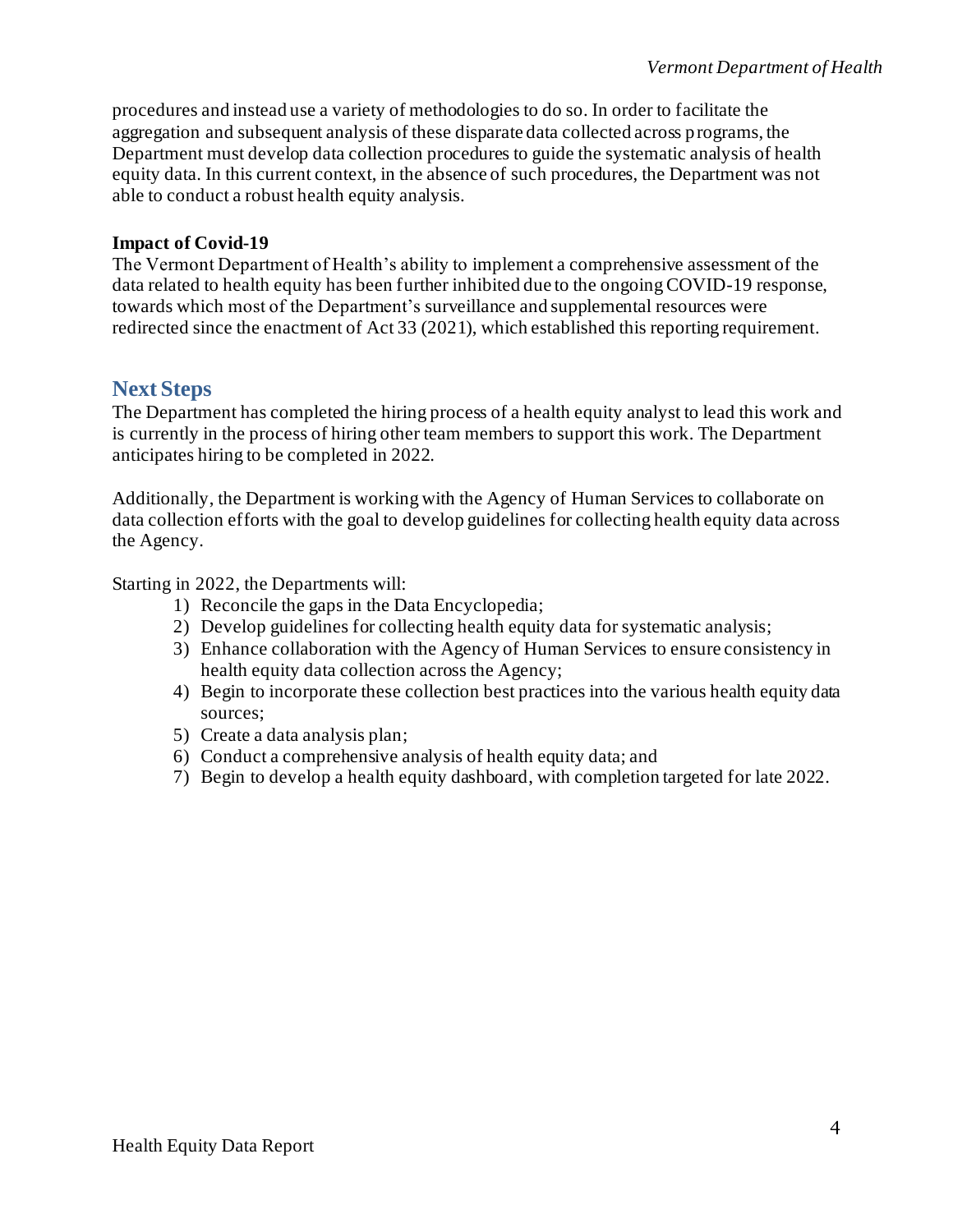procedures and instead use a variety of methodologies to do so. In order to facilitate the aggregation and subsequent analysis of these disparate data collected across programs, the Department must develop data collection procedures to guide the systematic analysis of health equity data. In this current context, in the absence of such procedures, the Department was not able to conduct a robust health equity analysis.

**Impact of Covid-19**

The Vermont Department of Health's ability to implement a comprehensive assessment of the data related to health equity has been further inhibited due to the ongoing COVID-19 response, towards which most of the Department's surveillance and supplemental resources were redirected since the enactment of Act 33 (2021), which established this reporting requirement.

## Next Steps

The Department has completed the hiring process of a health equity analyst to lead this work and is currently in the process of hiring other team members to support this work. The Department anticipates hiring to be completed in 2022.

Additionally, the Department is working with the Agency of Human Services to collaborate on data collection efforts with the goal to develop guidelines for collecting health equity data across the Agency.

Starting in 2022, the Departments will:

1) Reconcile the gaps in the Data Encyclopedia;
2) Develop guidelines for collecting health equity data for systematic analysis;
3) Enhance collaboration with the Agency of Human Services to ensure consistency in health equity data collection across the Agency;
4) Begin to incorporate these collection best practices into the various health equity data sources;
5) Create a data analysis plan;
6) Conduct a comprehensive analysis of health equity data; and
7) Begin to develop a health equity dashboard, with completion targeted for late 2022.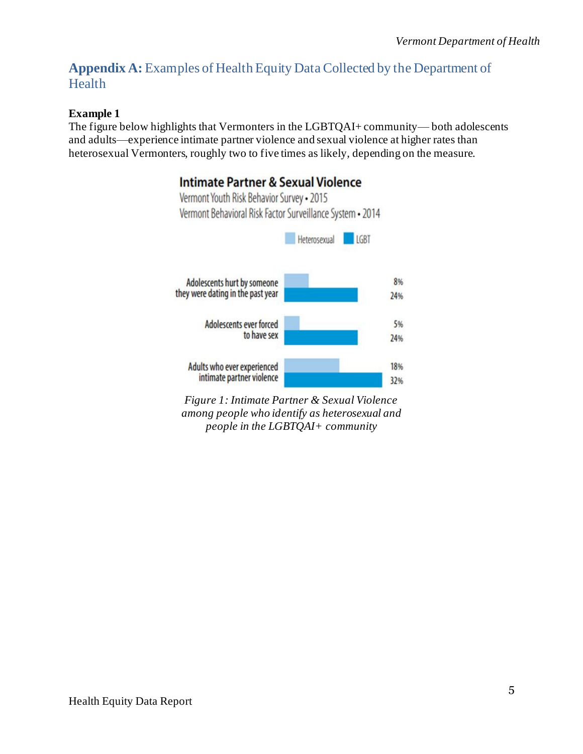## **Appendix A:** Examples of Health Equity Data Collected by the Department of Health

**Example 1**

The figure below highlights that Vermonters in the LGBTQAI+ community— both adolescents and adults—experience intimate partner violence and sexual violence at higher rates than heterosexual Vermonters, roughly two to five times as likely, depending on the measure.

**Intimate Partner & Sexual Violence**

Vermont Youth Risk Behavior Survey • 2015

Vermont Behavioral Risk Factor Surveillance System • 2014

| | Heterosexual | LGBT |
|---|---|---|
| Adolescents hurt by someone they were dating in the past year | 8% | 24% |
| Adolescents ever forced to have sex | 5% | 24% |
| Adults who ever experienced intimate partner violence | 18% | 32% |

*Figure 1: Intimate Partner & Sexual Violence among people who identify as heterosexual and people in the LGBTQAI+ community*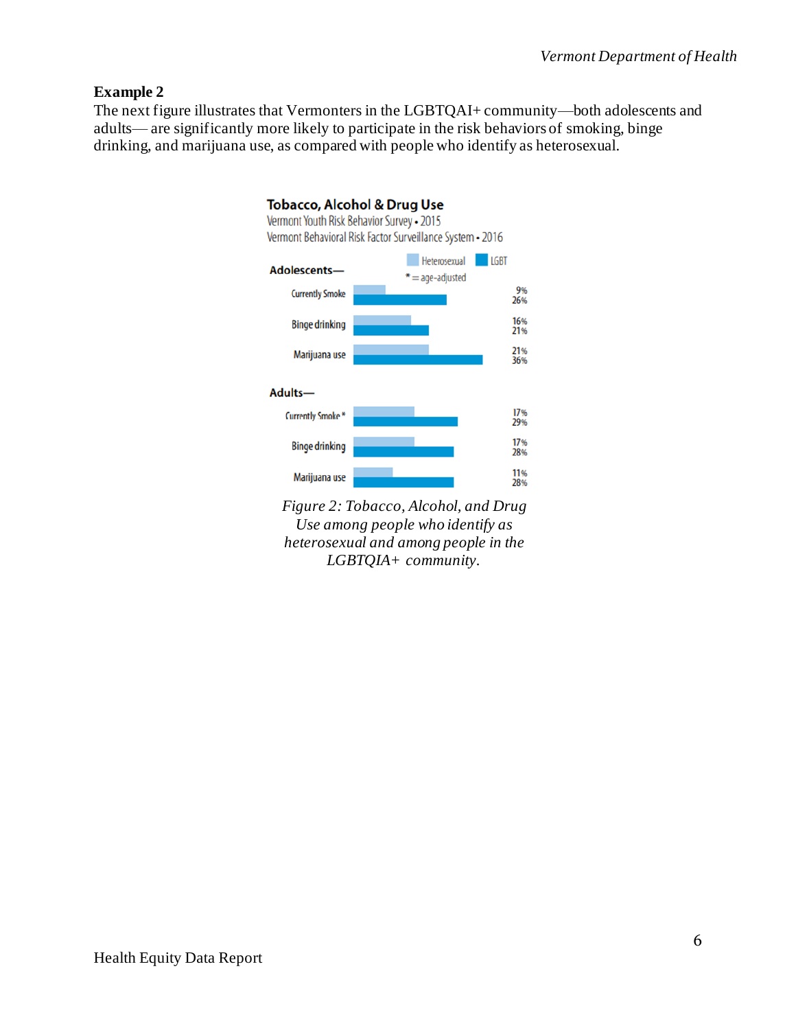**Example 2**

The next figure illustrates that Vermonters in the LGBTQAI+ community—both adolescents and adults— are significantly more likely to participate in the risk behaviors of smoking, binge drinking, and marijuana use, as compared with people who identify as heterosexual.

**Tobacco, Alcohol & Drug Use**

Vermont Youth Risk Behavior Survey • 2015

Vermont Behavioral Risk Factor Surveillance System • 2016

Heterosexual LGBT

* = age-adjusted

**Adolescents—**

Currently Smoke 9% 26%

Binge drinking 16% 21%

Marijuana use 21% 36%

**Adults—**

Currently Smoke* 17% 29%

Binge drinking 17% 28%

Marijuana use 11% 28%

*Figure 2: Tobacco, Alcohol, and Drug Use among people who identify as heterosexual and among people in the LGBTQIA+ community.*